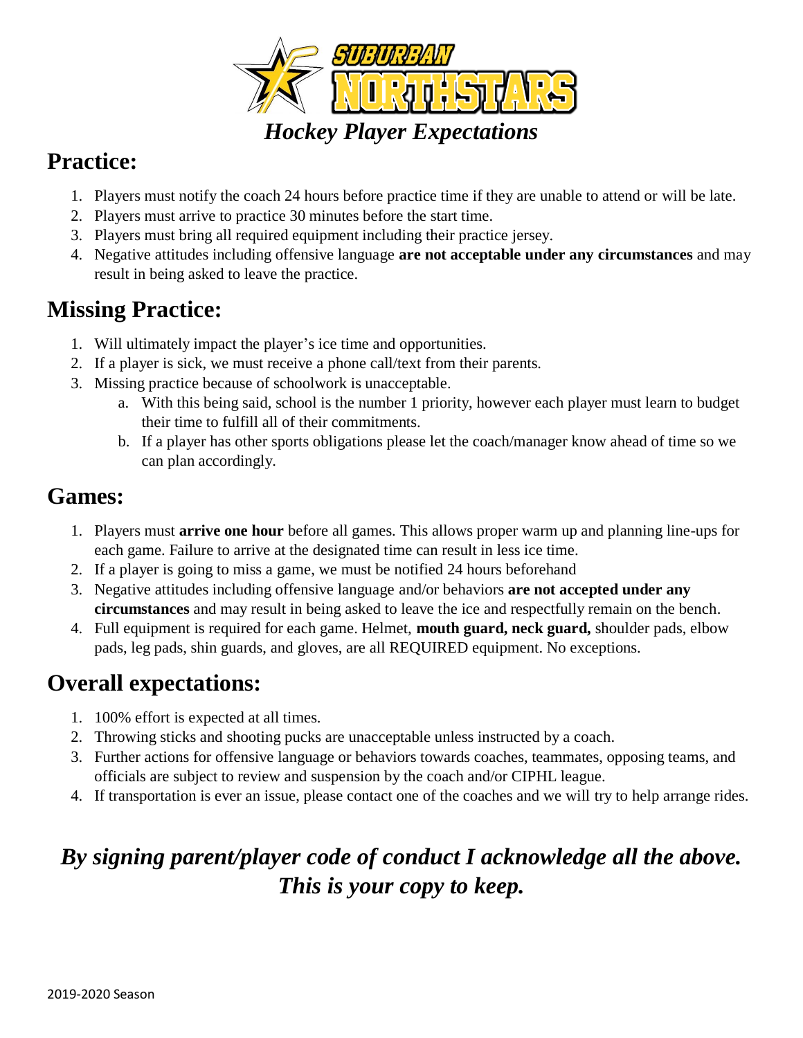SUBURBAN NORTHSTARS

# *Hockey Player Expectations*

## Practice:

1. Players must notify the coach 24 hours before practice time if they are unable to attend or will be late.
2. Players must arrive to practice 30 minutes before the start time.
3. Players must bring all required equipment including their practice jersey.
4. Negative attitudes including offensive language **are not acceptable under any circumstances** and may result in being asked to leave the practice.

## Missing Practice:

1. Will ultimately impact the player's ice time and opportunities.
2. If a player is sick, we must receive a phone call/text from their parents.
3. Missing practice because of schoolwork is unacceptable.
   a. With this being said, school is the number 1 priority, however each player must learn to budget their time to fulfill all of their commitments.
   b. If a player has other sports obligations please let the coach/manager know ahead of time so we can plan accordingly.

## Games:

1. Players must **arrive one hour** before all games. This allows proper warm up and planning line-ups for each game. Failure to arrive at the designated time can result in less ice time.
2. If a player is going to miss a game, we must be notified 24 hours beforehand
3. Negative attitudes including offensive language and/or behaviors **are not accepted under any circumstances** and may result in being asked to leave the ice and respectfully remain on the bench.
4. Full equipment is required for each game. Helmet, **mouth guard, neck guard,** shoulder pads, elbow pads, leg pads, shin guards, and gloves, are all REQUIRED equipment. No exceptions.

## Overall expectations:

1. 100% effort is expected at all times.
2. Throwing sticks and shooting pucks are unacceptable unless instructed by a coach.
3. Further actions for offensive language or behaviors towards coaches, teammates, opposing teams, and officials are subject to review and suspension by the coach and/or CIPHL league.
4. If transportation is ever an issue, please contact one of the coaches and we will try to help arrange rides.

***By signing parent/player code of conduct I acknowledge all the above. This is your copy to keep.***

2019-2020 Season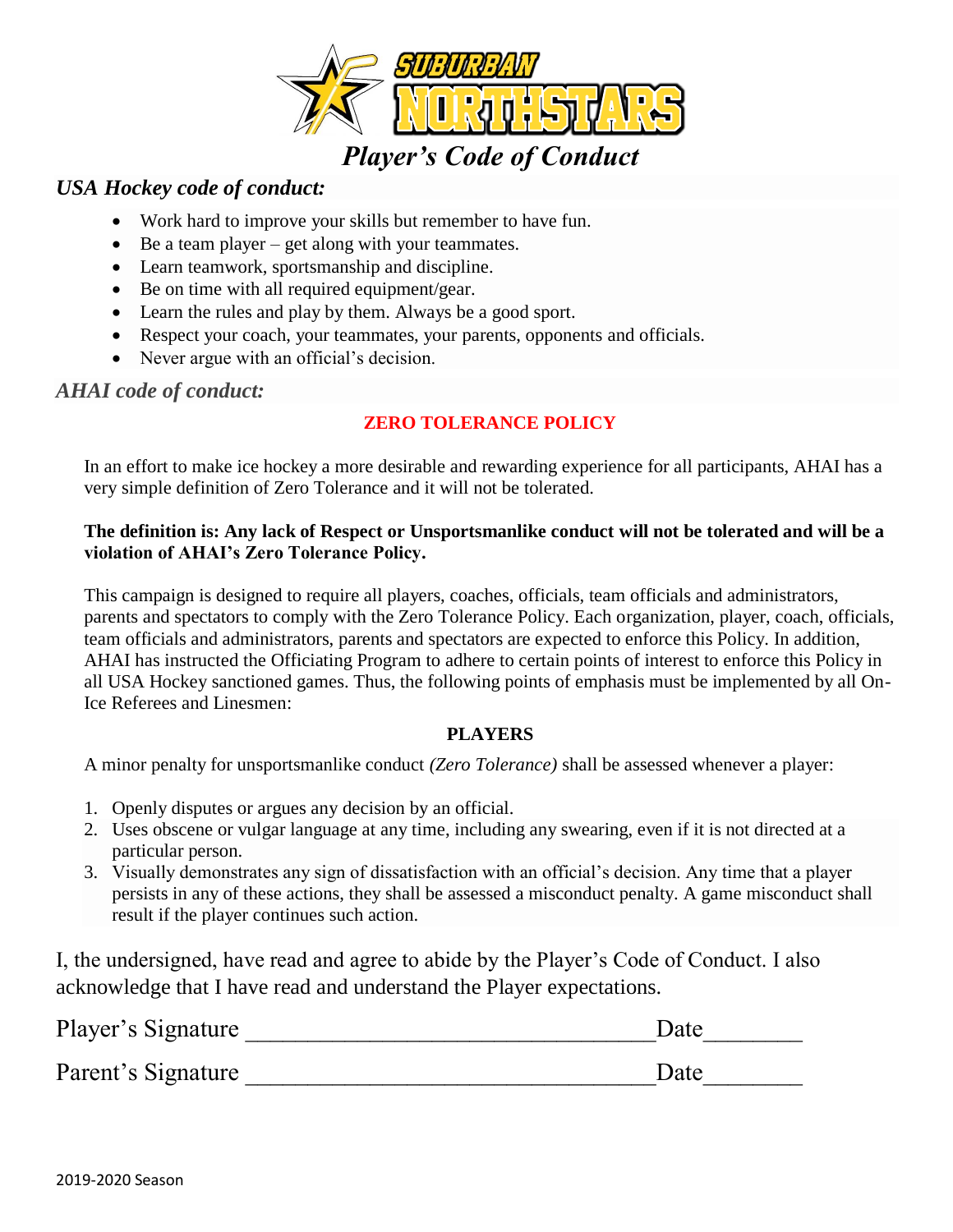# SUBURBAN NORTHSTARS

## *Player's Code of Conduct*

### *USA Hockey code of conduct:*

- Work hard to improve your skills but remember to have fun.
- Be a team player – get along with your teammates.
- Learn teamwork, sportsmanship and discipline.
- Be on time with all required equipment/gear.
- Learn the rules and play by them. Always be a good sport.
- Respect your coach, your teammates, your parents, opponents and officials.
- Never argue with an official's decision.

### *AHAI code of conduct:*

**ZERO TOLERANCE POLICY**

In an effort to make ice hockey a more desirable and rewarding experience for all participants, AHAI has a very simple definition of Zero Tolerance and it will not be tolerated.

**The definition is: Any lack of Respect or Unsportsmanlike conduct will not be tolerated and will be a violation of AHAI's Zero Tolerance Policy.**

This campaign is designed to require all players, coaches, officials, team officials and administrators, parents and spectators to comply with the Zero Tolerance Policy. Each organization, player, coach, officials, team officials and administrators, parents and spectators are expected to enforce this Policy. In addition, AHAI has instructed the Officiating Program to adhere to certain points of interest to enforce this Policy in all USA Hockey sanctioned games. Thus, the following points of emphasis must be implemented by all On-Ice Referees and Linesmen:

**PLAYERS**

A minor penalty for unsportsmanlike conduct *(Zero Tolerance)* shall be assessed whenever a player:

1. Openly disputes or argues any decision by an official.
2. Uses obscene or vulgar language at any time, including any swearing, even if it is not directed at a particular person.
3. Visually demonstrates any sign of dissatisfaction with an official's decision. Any time that a player persists in any of these actions, they shall be assessed a misconduct penalty. A game misconduct shall result if the player continues such action.

I, the undersigned, have read and agree to abide by the Player's Code of Conduct. I also acknowledge that I have read and understand the Player expectations.

Player's Signature ________________________________ Date________

Parent's Signature ________________________________ Date________

2019-2020 Season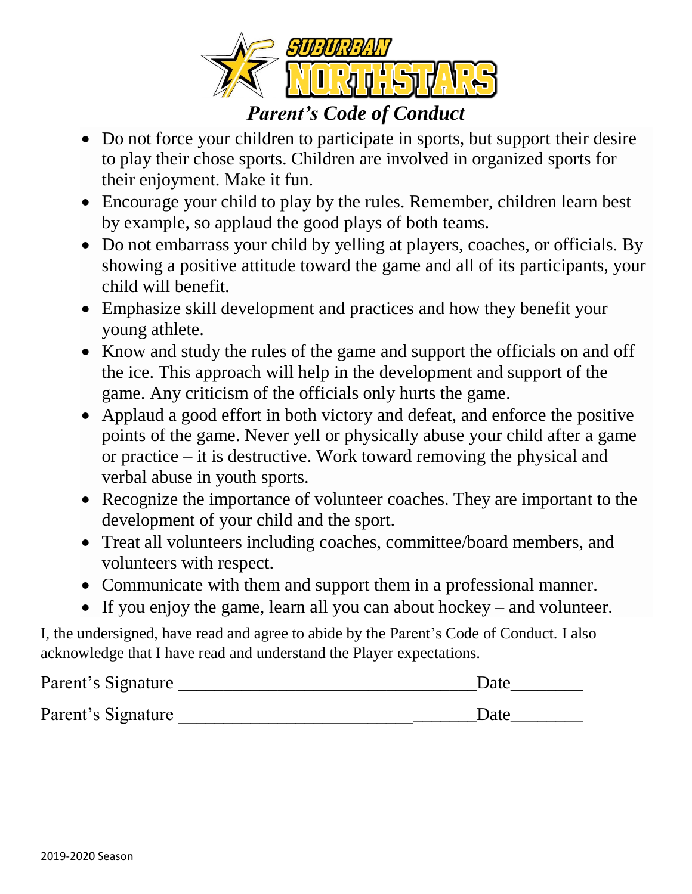SUBURBAN NORTHSTARS

# *Parent's Code of Conduct*

- Do not force your children to participate in sports, but support their desire to play their chose sports. Children are involved in organized sports for their enjoyment. Make it fun.
- Encourage your child to play by the rules. Remember, children learn best by example, so applaud the good plays of both teams.
- Do not embarrass your child by yelling at players, coaches, or officials. By showing a positive attitude toward the game and all of its participants, your child will benefit.
- Emphasize skill development and practices and how they benefit your young athlete.
- Know and study the rules of the game and support the officials on and off the ice. This approach will help in the development and support of the game. Any criticism of the officials only hurts the game.
- Applaud a good effort in both victory and defeat, and enforce the positive points of the game. Never yell or physically abuse your child after a game or practice – it is destructive. Work toward removing the physical and verbal abuse in youth sports.
- Recognize the importance of volunteer coaches. They are important to the development of your child and the sport.
- Treat all volunteers including coaches, committee/board members, and volunteers with respect.
- Communicate with them and support them in a professional manner.
- If you enjoy the game, learn all you can about hockey – and volunteer.

I, the undersigned, have read and agree to abide by the Parent's Code of Conduct. I also acknowledge that I have read and understand the Player expectations.

Parent's Signature ________________________________Date________

Parent's Signature ________________________________Date________

2019-2020 Season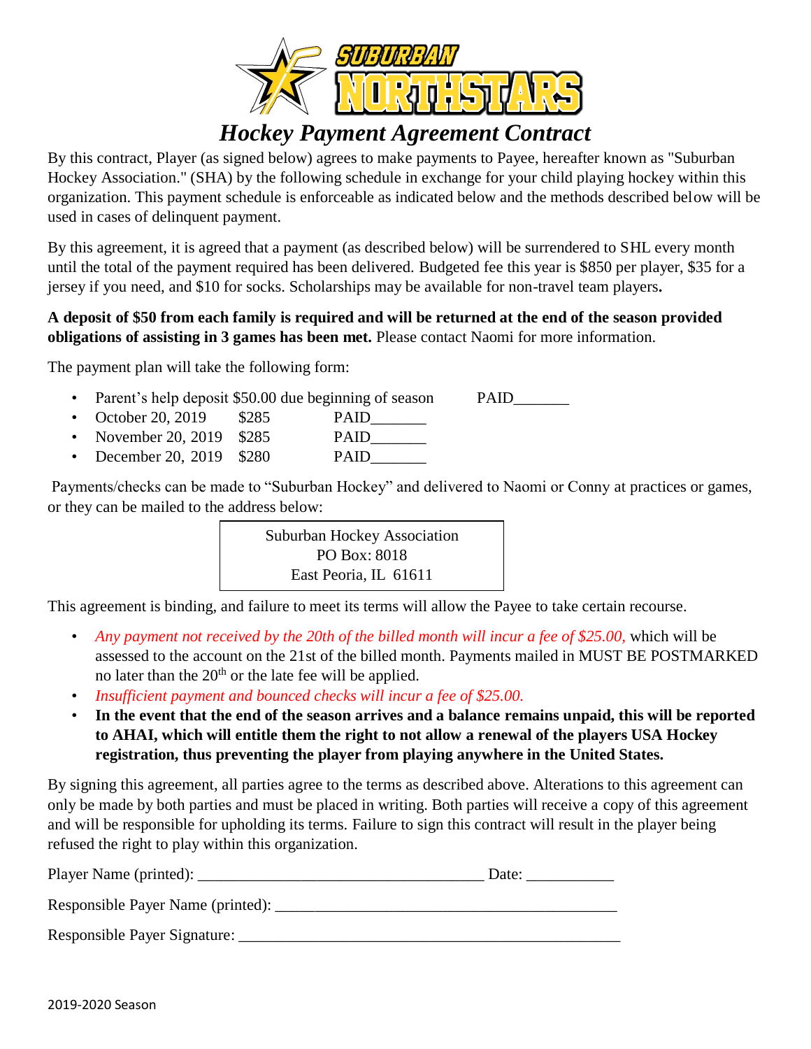# Hockey Payment Agreement Contract

By this contract, Player (as signed below) agrees to make payments to Payee, hereafter known as "Suburban Hockey Association." (SHA) by the following schedule in exchange for your child playing hockey within this organization. This payment schedule is enforceable as indicated below and the methods described below will be used in cases of delinquent payment.

By this agreement, it is agreed that a payment (as described below) will be surrendered to SHL every month until the total of the payment required has been delivered. Budgeted fee this year is $850 per player, $35 for a jersey if you need, and $10 for socks. Scholarships may be available for non-travel team players**.**

**A deposit of $50 from each family is required and will be returned at the end of the season provided obligations of assisting in 3 games has been met.** Please contact Naomi for more information.

The payment plan will take the following form:

- Parent's help deposit $50.00 due beginning of season PAID_______
- October 20, 2019 $285 PAID_______
- November 20, 2019 $285 PAID_______
- December 20, 2019 $280 PAID_______

Payments/checks can be made to "Suburban Hockey" and delivered to Naomi or Conny at practices or games, or they can be mailed to the address below:

Suburban Hockey Association
PO Box: 8018
East Peoria, IL 61611

This agreement is binding, and failure to meet its terms will allow the Payee to take certain recourse.

- *Any payment not received by the 20th of the billed month will incur a fee of $25.00,* which will be assessed to the account on the 21st of the billed month. Payments mailed in MUST BE POSTMARKED no later than the 20th or the late fee will be applied.
- *Insufficient payment and bounced checks will incur a fee of $25.00.*
- **In the event that the end of the season arrives and a balance remains unpaid, this will be reported to AHAI, which will entitle them the right to not allow a renewal of the players USA Hockey registration, thus preventing the player from playing anywhere in the United States.**

By signing this agreement, all parties agree to the terms as described above. Alterations to this agreement can only be made by both parties and must be placed in writing. Both parties will receive a copy of this agreement and will be responsible for upholding its terms. Failure to sign this contract will result in the player being refused the right to play within this organization.

Player Name (printed): ___________________________________ Date: ___________

Responsible Payer Name (printed): __________________________________________

Responsible Payer Signature: ______________________________________________

2019-2020 Season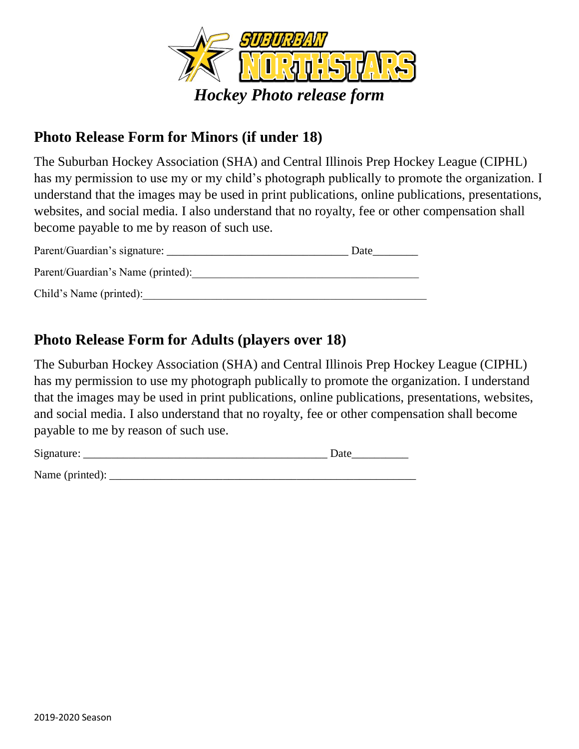SUBURBAN NORTHSTARS

*Hockey Photo release form*

## Photo Release Form for Minors (if under 18)

The Suburban Hockey Association (SHA) and Central Illinois Prep Hockey League (CIPHL) has my permission to use my or my child's photograph publically to promote the organization. I understand that the images may be used in print publications, online publications, presentations, websites, and social media. I also understand that no royalty, fee or other compensation shall become payable to me by reason of such use.

Parent/Guardian's signature: ________________________________ Date________

Parent/Guardian's Name (printed):________________________________________

Child's Name (printed):__________________________________________________

## Photo Release Form for Adults (players over 18)

The Suburban Hockey Association (SHA) and Central Illinois Prep Hockey League (CIPHL) has my permission to use my photograph publically to promote the organization. I understand that the images may be used in print publications, online publications, presentations, websites, and social media. I also understand that no royalty, fee or other compensation shall become payable to me by reason of such use.

Signature: __________________________________________ Date__________

Name (printed): ______________________________________________________

2019-2020 Season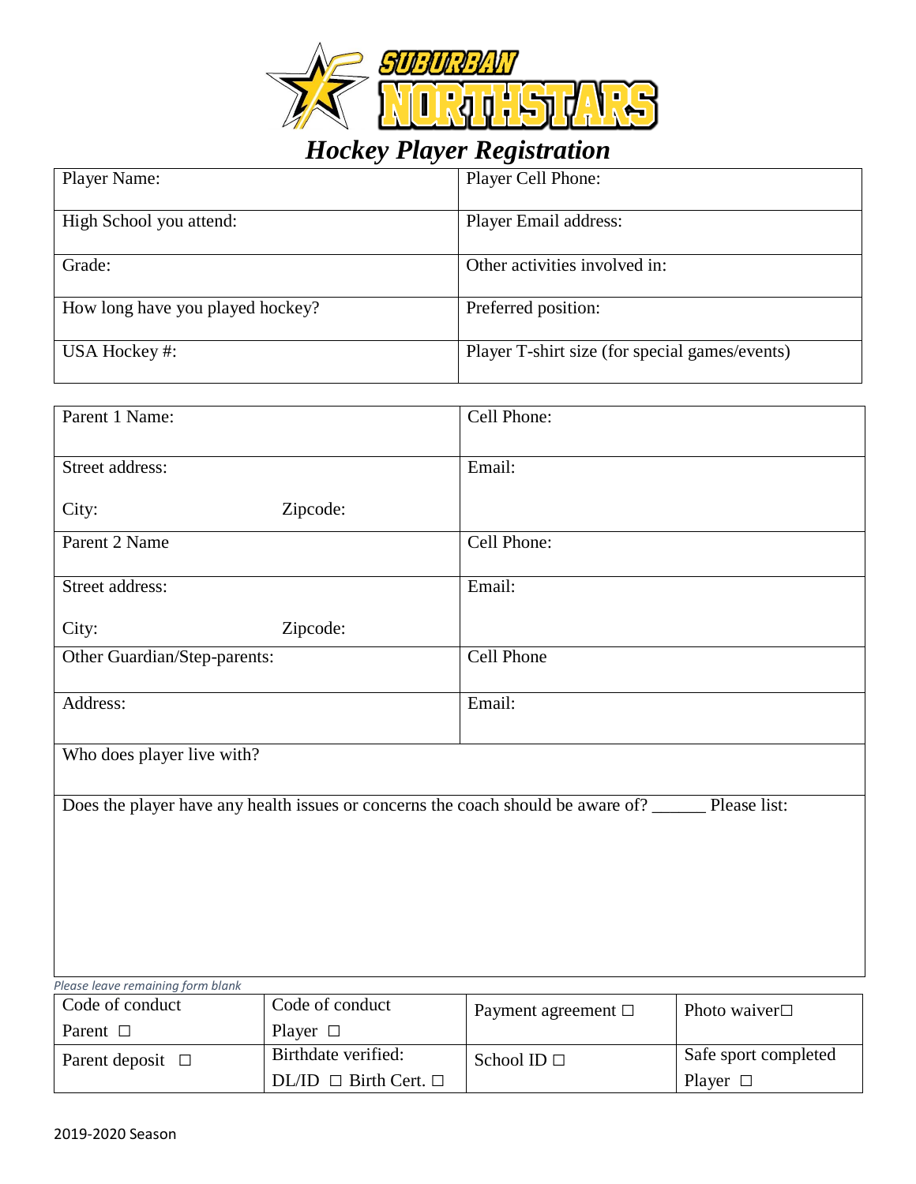SUBURBAN NORTHSTARS

# *Hockey Player Registration*

| | |
|---|---|
| Player Name: | Player Cell Phone: |
| High School you attend: | Player Email address: |
| Grade: | Other activities involved in: |
| How long have you played hockey? | Preferred position: |
| USA Hockey #: | Player T-shirt size (for special games/events) |

| | |
|---|---|
| Parent 1 Name: | Cell Phone: |
| Street address:<br><br>City: Zipcode: | Email: |
| Parent 2 Name | Cell Phone: |
| Street address:<br><br>City: Zipcode: | Email: |
| Other Guardian/Step-parents: | Cell Phone |
| Address: | Email: |
| Who does player live with? | |
| Does the player have any health issues or concerns the coach should be aware of? ______ Please list: | |

*Please leave remaining form blank*

| | | | |
|---|---|---|---|
| Code of conduct<br>Parent ☐ | Code of conduct<br>Player ☐ | Payment agreement ☐ | Photo waiver☐ |
| Parent deposit ☐ | Birthdate verified:<br>DL/ID ☐ Birth Cert. ☐ | School ID ☐ | Safe sport completed<br>Player ☐ |

2019-2020 Season